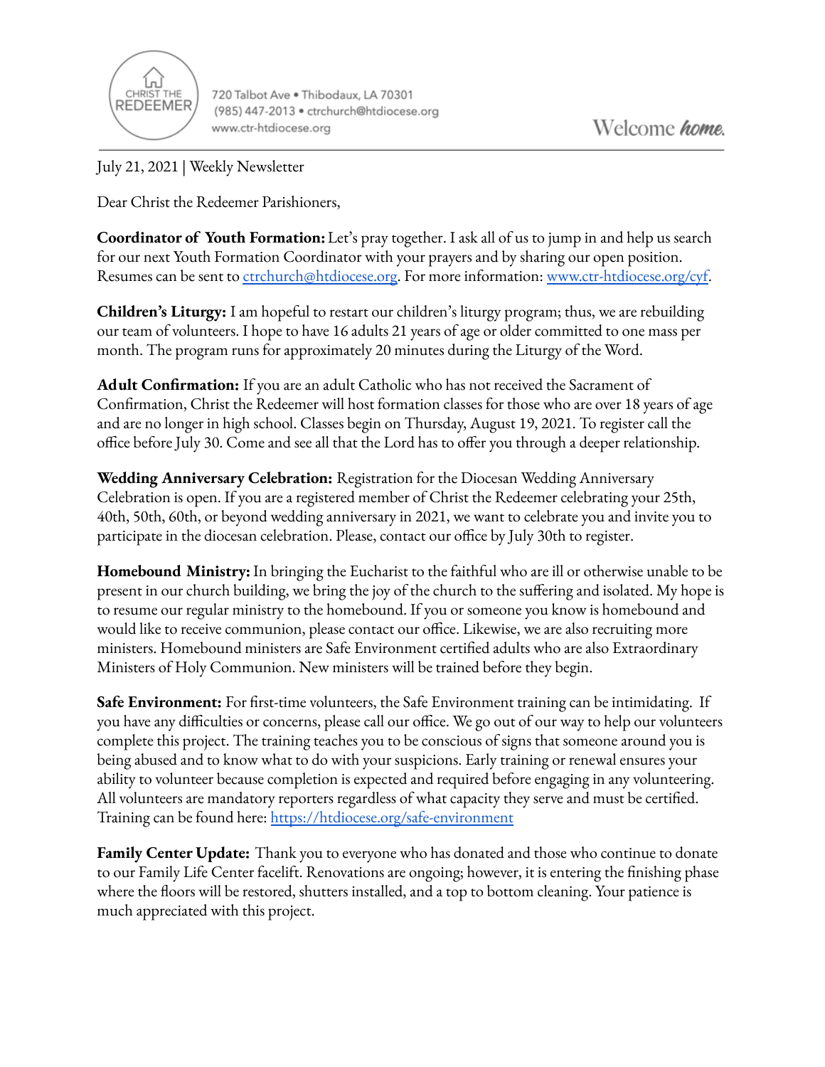CHRIST THE REDEEMER

720 Talbot Ave • Thibodaux, LA 70301
(985) 447-2013 • ctrchurch@htdiocese.org
www.ctr-htdiocese.org

Welcome *home.*

July 21, 2021 | Weekly Newsletter

Dear Christ the Redeemer Parishioners,

**Coordinator of Youth Formation:** Let's pray together. I ask all of us to jump in and help us search for our next Youth Formation Coordinator with your prayers and by sharing our open position. Resumes can be sent to [ctrchurch@htdiocese.org](mailto:ctrchurch@htdiocese.org). For more information: [www.ctr-htdiocese.org/cyf](http://www.ctr-htdiocese.org/cyf).

**Children's Liturgy:** I am hopeful to restart our children's liturgy program; thus, we are rebuilding our team of volunteers. I hope to have 16 adults 21 years of age or older committed to one mass per month. The program runs for approximately 20 minutes during the Liturgy of the Word.

**Adult Confirmation:** If you are an adult Catholic who has not received the Sacrament of Confirmation, Christ the Redeemer will host formation classes for those who are over 18 years of age and are no longer in high school. Classes begin on Thursday, August 19, 2021. To register call the office before July 30. Come and see all that the Lord has to offer you through a deeper relationship.

**Wedding Anniversary Celebration:** Registration for the Diocesan Wedding Anniversary Celebration is open. If you are a registered member of Christ the Redeemer celebrating your 25th, 40th, 50th, 60th, or beyond wedding anniversary in 2021, we want to celebrate you and invite you to participate in the diocesan celebration. Please, contact our office by July 30th to register.

**Homebound Ministry:** In bringing the Eucharist to the faithful who are ill or otherwise unable to be present in our church building, we bring the joy of the church to the suffering and isolated. My hope is to resume our regular ministry to the homebound. If you or someone you know is homebound and would like to receive communion, please contact our office. Likewise, we are also recruiting more ministers. Homebound ministers are Safe Environment certified adults who are also Extraordinary Ministers of Holy Communion. New ministers will be trained before they begin.

**Safe Environment:** For first-time volunteers, the Safe Environment training can be intimidating. If you have any difficulties or concerns, please call our office. We go out of our way to help our volunteers complete this project. The training teaches you to be conscious of signs that someone around you is being abused and to know what to do with your suspicions. Early training or renewal ensures your ability to volunteer because completion is expected and required before engaging in any volunteering. All volunteers are mandatory reporters regardless of what capacity they serve and must be certified. Training can be found here: [https://htdiocese.org/safe-environment](https://htdiocese.org/safe-environment)

**Family Center Update:** Thank you to everyone who has donated and those who continue to donate to our Family Life Center facelift. Renovations are ongoing; however, it is entering the finishing phase where the floors will be restored, shutters installed, and a top to bottom cleaning. Your patience is much appreciated with this project.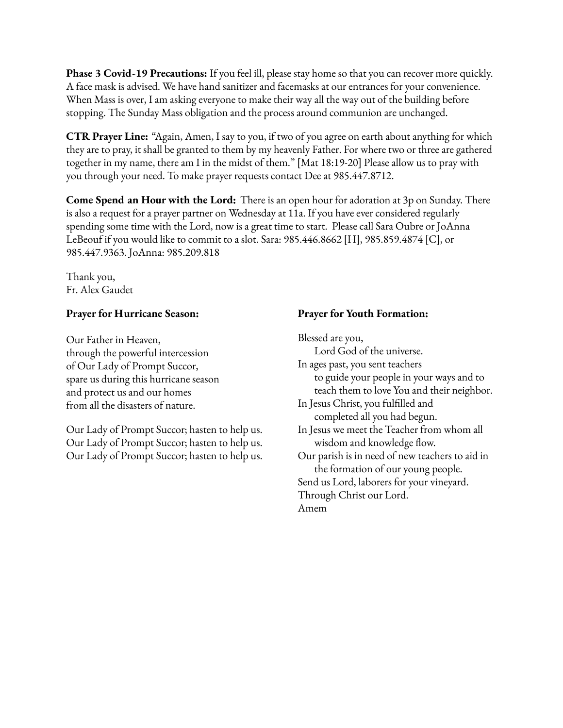**Phase 3 Covid-19 Precautions:** If you feel ill, please stay home so that you can recover more quickly. A face mask is advised. We have hand sanitizer and facemasks at our entrances for your convenience. When Mass is over, I am asking everyone to make their way all the way out of the building before stopping. The Sunday Mass obligation and the process around communion are unchanged.

**CTR Prayer Line:** "Again, Amen, I say to you, if two of you agree on earth about anything for which they are to pray, it shall be granted to them by my heavenly Father. For where two or three are gathered together in my name, there am I in the midst of them." [Mat 18:19-20] Please allow us to pray with you through your need. To make prayer requests contact Dee at 985.447.8712.

**Come Spend an Hour with the Lord:** There is an open hour for adoration at 3p on Sunday. There is also a request for a prayer partner on Wednesday at 11a. If you have ever considered regularly spending some time with the Lord, now is a great time to start. Please call Sara Oubre or JoAnna LeBeouf if you would like to commit to a slot. Sara: 985.446.8662 [H], 985.859.4874 [C], or 985.447.9363. JoAnna: 985.209.818

Thank you,
Fr. Alex Gaudet

**Prayer for Hurricane Season:**

Our Father in Heaven,
through the powerful intercession
of Our Lady of Prompt Succor,
spare us during this hurricane season
and protect us and our homes
from all the disasters of nature.

Our Lady of Prompt Succor; hasten to help us.
Our Lady of Prompt Succor; hasten to help us.
Our Lady of Prompt Succor; hasten to help us.

**Prayer for Youth Formation:**

Blessed are you,
Lord God of the universe.
In ages past, you sent teachers
to guide your people in your ways and to teach them to love You and their neighbor.
In Jesus Christ, you fulfilled and
completed all you had begun.
In Jesus we meet the Teacher from whom all
wisdom and knowledge flow.
Our parish is in need of new teachers to aid in
the formation of our young people.
Send us Lord, laborers for your vineyard.
Through Christ our Lord.
Amem